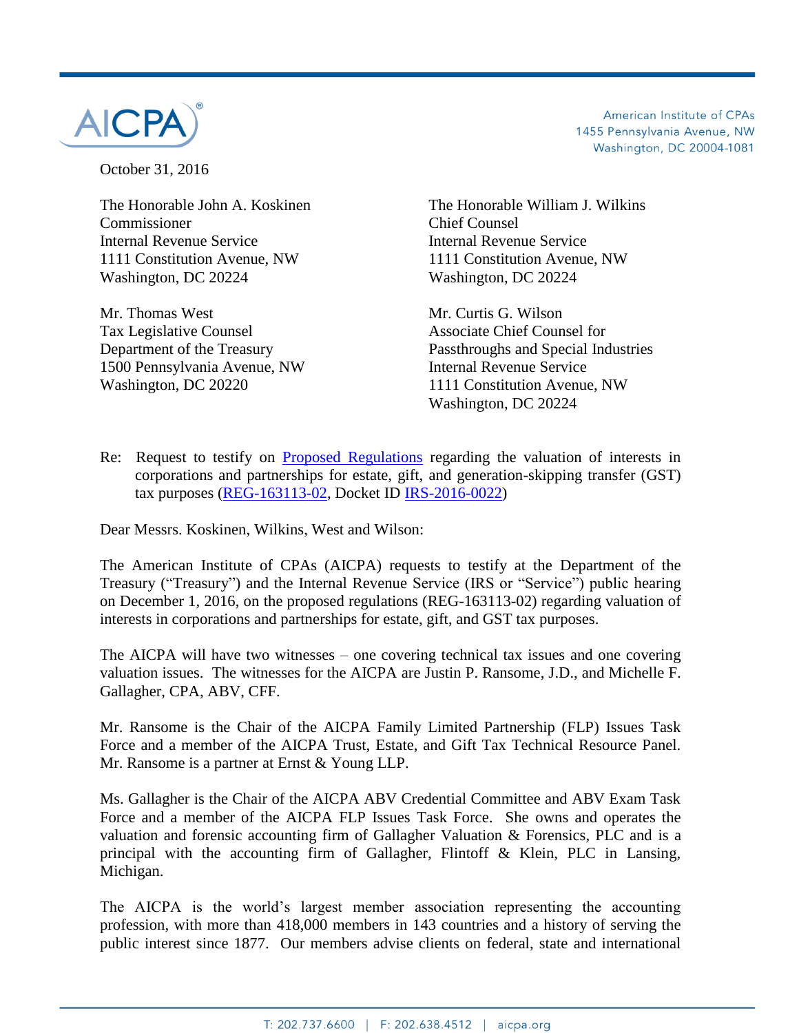AICPA

American Institute of CPAs
1455 Pennsylvania Avenue, NW
Washington, DC 20004-1081

October 31, 2016

The Honorable John A. Koskinen
Commissioner
Internal Revenue Service
1111 Constitution Avenue, NW
Washington, DC 20224

The Honorable William J. Wilkins
Chief Counsel
Internal Revenue Service
1111 Constitution Avenue, NW
Washington, DC 20224

Mr. Thomas West
Tax Legislative Counsel
Department of the Treasury
1500 Pennsylvania Avenue, NW
Washington, DC 20220

Mr. Curtis G. Wilson
Associate Chief Counsel for
Passthroughs and Special Industries
Internal Revenue Service
1111 Constitution Avenue, NW
Washington, DC 20224

Re: Request to testify on Proposed Regulations regarding the valuation of interests in corporations and partnerships for estate, gift, and generation-skipping transfer (GST) tax purposes (REG-163113-02, Docket ID IRS-2016-0022)

Dear Messrs. Koskinen, Wilkins, West and Wilson:

The American Institute of CPAs (AICPA) requests to testify at the Department of the Treasury ("Treasury") and the Internal Revenue Service (IRS or "Service") public hearing on December 1, 2016, on the proposed regulations (REG-163113-02) regarding valuation of interests in corporations and partnerships for estate, gift, and GST tax purposes.

The AICPA will have two witnesses – one covering technical tax issues and one covering valuation issues. The witnesses for the AICPA are Justin P. Ransome, J.D., and Michelle F. Gallagher, CPA, ABV, CFF.

Mr. Ransome is the Chair of the AICPA Family Limited Partnership (FLP) Issues Task Force and a member of the AICPA Trust, Estate, and Gift Tax Technical Resource Panel. Mr. Ransome is a partner at Ernst & Young LLP.

Ms. Gallagher is the Chair of the AICPA ABV Credential Committee and ABV Exam Task Force and a member of the AICPA FLP Issues Task Force. She owns and operates the valuation and forensic accounting firm of Gallagher Valuation & Forensics, PLC and is a principal with the accounting firm of Gallagher, Flintoff & Klein, PLC in Lansing, Michigan.

The AICPA is the world's largest member association representing the accounting profession, with more than 418,000 members in 143 countries and a history of serving the public interest since 1877. Our members advise clients on federal, state and international

T: 202.737.6600 | F: 202.638.4512 | aicpa.org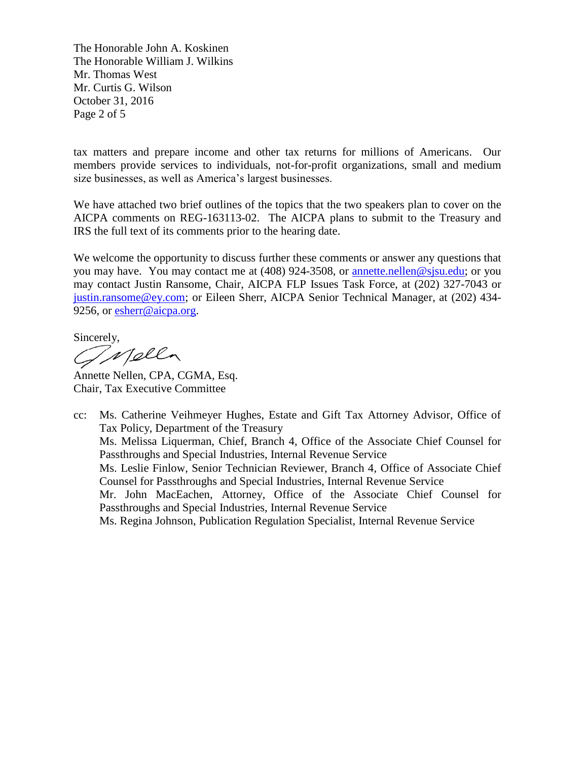tax matters and prepare income and other tax returns for millions of Americans. Our members provide services to individuals, not-for-profit organizations, small and medium size businesses, as well as America's largest businesses.

We have attached two brief outlines of the topics that the two speakers plan to cover on the AICPA comments on REG-163113-02. The AICPA plans to submit to the Treasury and IRS the full text of its comments prior to the hearing date.

We welcome the opportunity to discuss further these comments or answer any questions that you may have. You may contact me at (408) 924-3508, or annette.nellen@sjsu.edu; or you may contact Justin Ransome, Chair, AICPA FLP Issues Task Force, at (202) 327-7043 or justin.ransome@ey.com; or Eileen Sherr, AICPA Senior Technical Manager, at (202) 434-9256, or esherr@aicpa.org.

Sincerely,

Annette Nellen, CPA, CGMA, Esq.
Chair, Tax Executive Committee

cc: Ms. Catherine Veihmeyer Hughes, Estate and Gift Tax Attorney Advisor, Office of Tax Policy, Department of the Treasury
Ms. Melissa Liquerman, Chief, Branch 4, Office of the Associate Chief Counsel for Passthroughs and Special Industries, Internal Revenue Service
Ms. Leslie Finlow, Senior Technician Reviewer, Branch 4, Office of Associate Chief Counsel for Passthroughs and Special Industries, Internal Revenue Service
Mr. John MacEachen, Attorney, Office of the Associate Chief Counsel for Passthroughs and Special Industries, Internal Revenue Service
Ms. Regina Johnson, Publication Regulation Specialist, Internal Revenue Service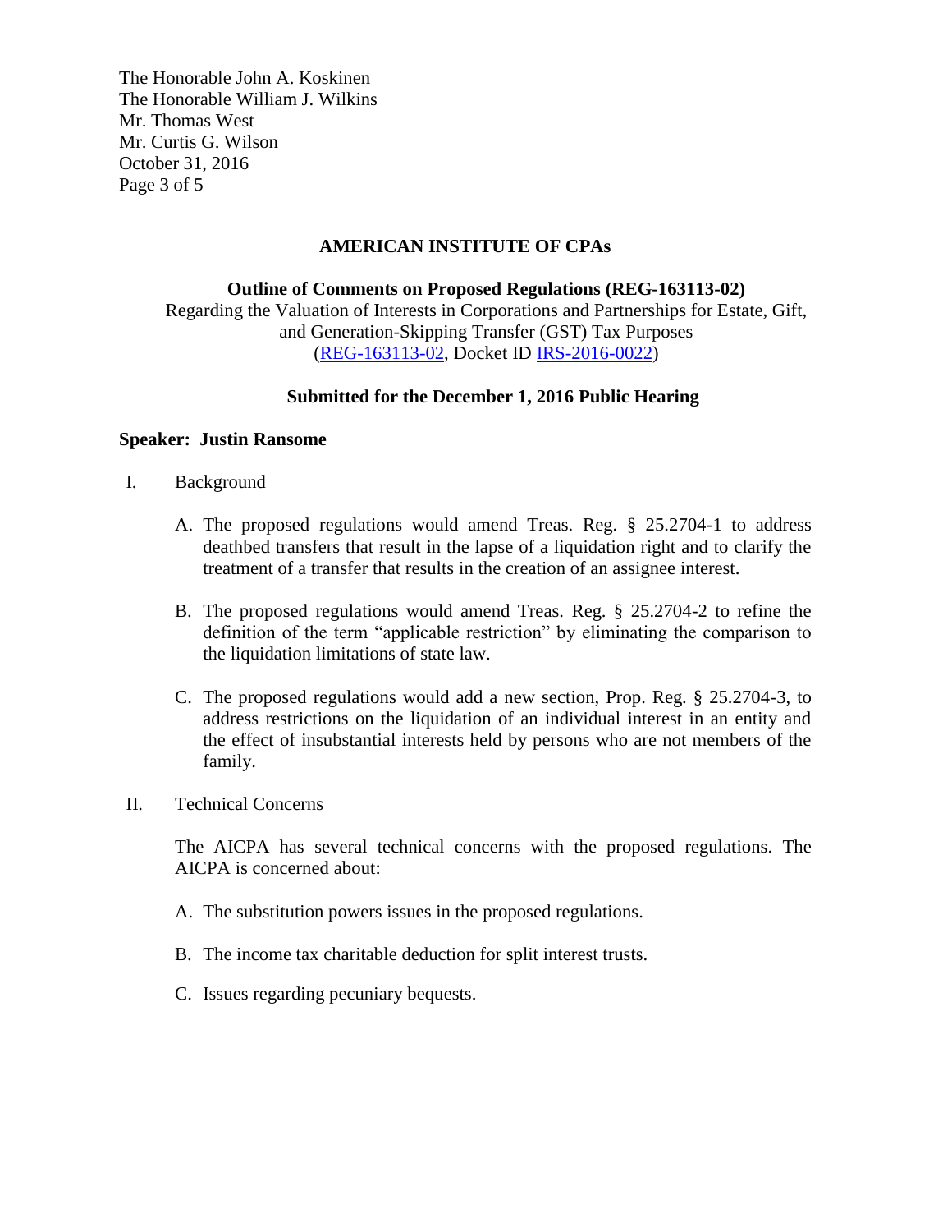**AMERICAN INSTITUTE OF CPAs**

**Outline of Comments on Proposed Regulations (REG-163113-02)**

Regarding the Valuation of Interests in Corporations and Partnerships for Estate, Gift, and Generation-Skipping Transfer (GST) Tax Purposes (REG-163113-02, Docket ID IRS-2016-0022)

**Submitted for the December 1, 2016 Public Hearing**

**Speaker: Justin Ransome**

I. Background

   A. The proposed regulations would amend Treas. Reg. § 25.2704-1 to address deathbed transfers that result in the lapse of a liquidation right and to clarify the treatment of a transfer that results in the creation of an assignee interest.

   B. The proposed regulations would amend Treas. Reg. § 25.2704-2 to refine the definition of the term "applicable restriction" by eliminating the comparison to the liquidation limitations of state law.

   C. The proposed regulations would add a new section, Prop. Reg. § 25.2704-3, to address restrictions on the liquidation of an individual interest in an entity and the effect of insubstantial interests held by persons who are not members of the family.

II. Technical Concerns

   The AICPA has several technical concerns with the proposed regulations. The AICPA is concerned about:

   A. The substitution powers issues in the proposed regulations.

   B. The income tax charitable deduction for split interest trusts.

   C. Issues regarding pecuniary bequests.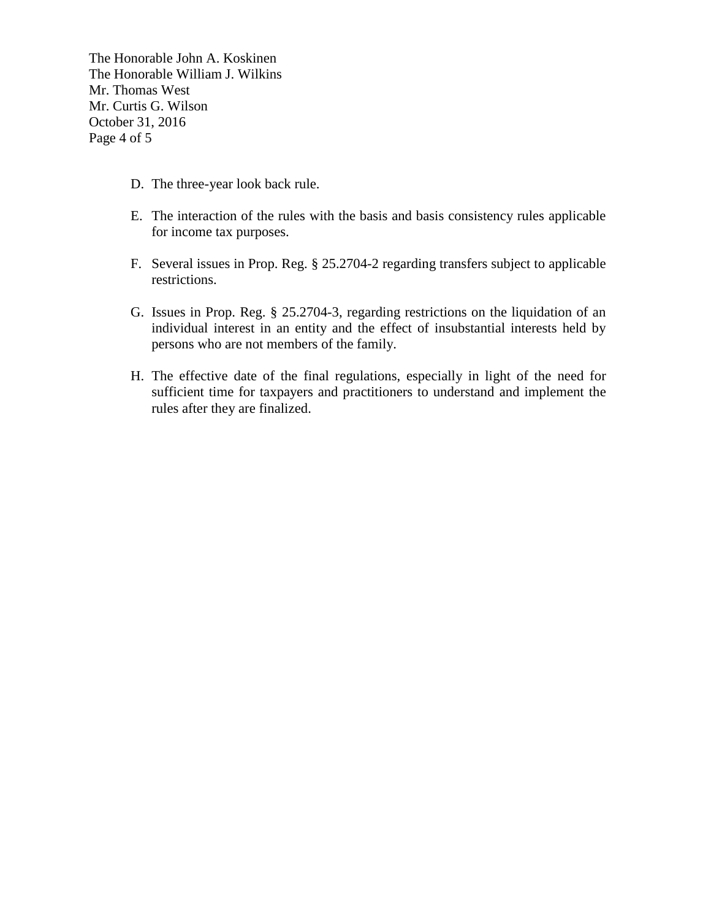D. The three-year look back rule.

E. The interaction of the rules with the basis and basis consistency rules applicable for income tax purposes.

F. Several issues in Prop. Reg. § 25.2704-2 regarding transfers subject to applicable restrictions.

G. Issues in Prop. Reg. § 25.2704-3, regarding restrictions on the liquidation of an individual interest in an entity and the effect of insubstantial interests held by persons who are not members of the family.

H. The effective date of the final regulations, especially in light of the need for sufficient time for taxpayers and practitioners to understand and implement the rules after they are finalized.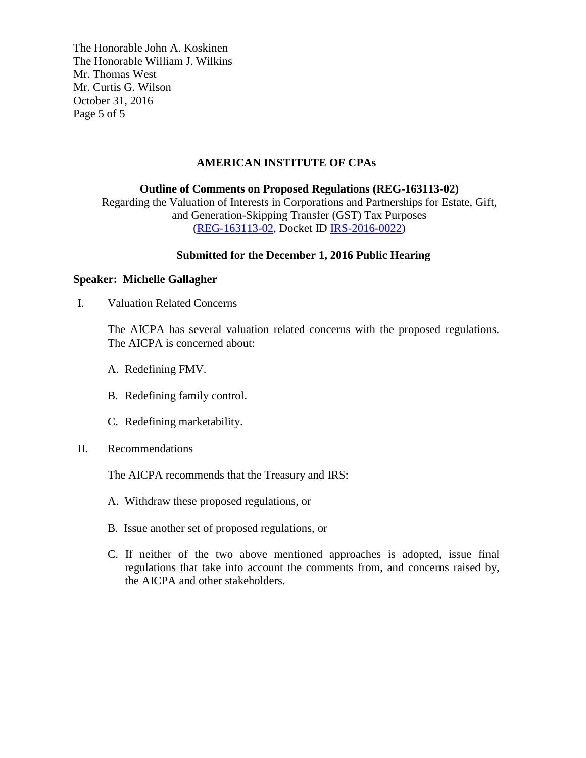## AMERICAN INSTITUTE OF CPAs

**Outline of Comments on Proposed Regulations (REG-163113-02)**

Regarding the Valuation of Interests in Corporations and Partnerships for Estate, Gift, and Generation-Skipping Transfer (GST) Tax Purposes (REG-163113-02, Docket ID IRS-2016-0022)

**Submitted for the December 1, 2016 Public Hearing**

**Speaker: Michelle Gallagher**

I. Valuation Related Concerns

The AICPA has several valuation related concerns with the proposed regulations. The AICPA is concerned about:

A. Redefining FMV.

B. Redefining family control.

C. Redefining marketability.

II. Recommendations

The AICPA recommends that the Treasury and IRS:

A. Withdraw these proposed regulations, or

B. Issue another set of proposed regulations, or

C. If neither of the two above mentioned approaches is adopted, issue final regulations that take into account the comments from, and concerns raised by, the AICPA and other stakeholders.